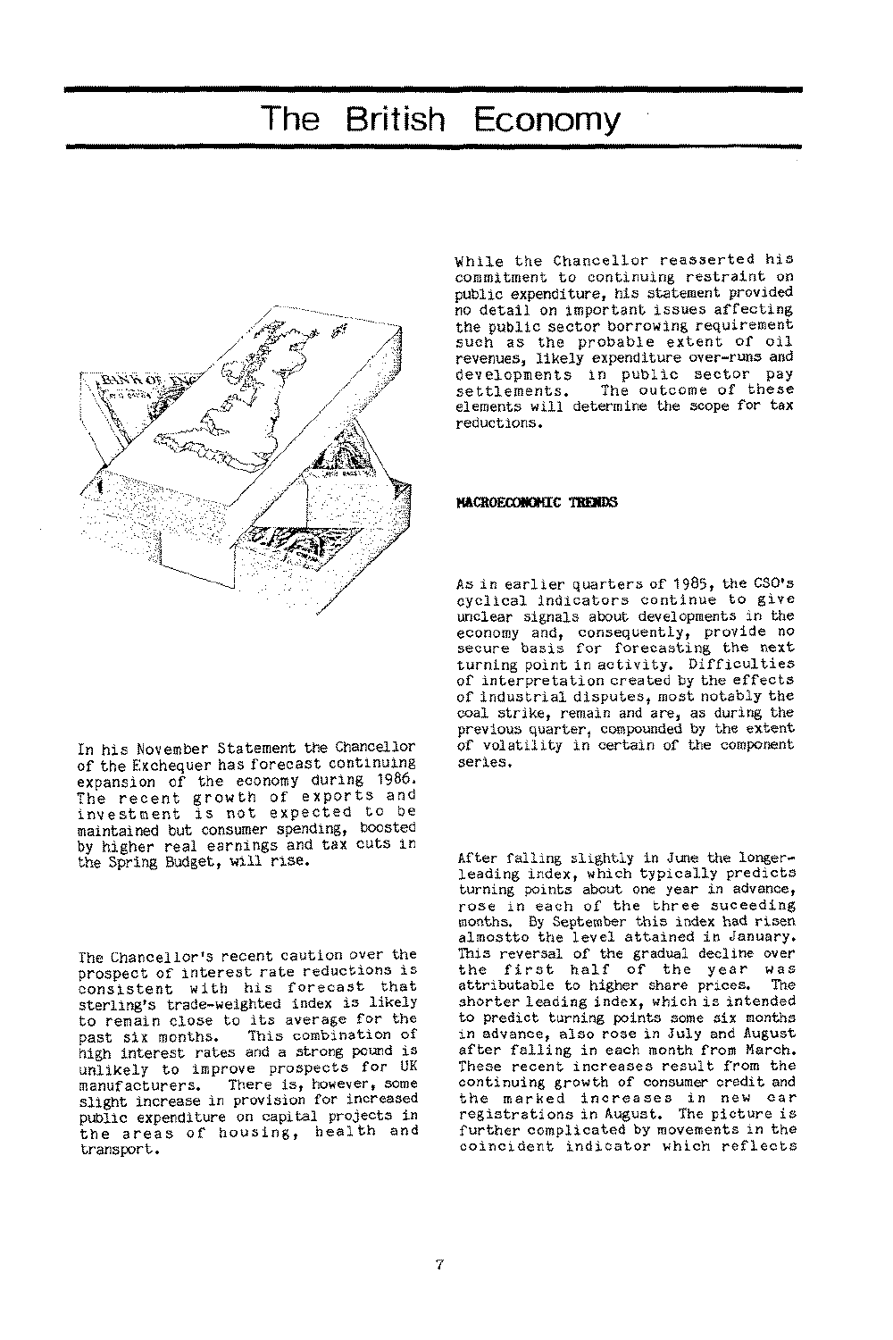# The British Economy

In his November Statement the Chancellor of the Exchequer has forecast continuing expansion of the economy during 1986. The recent growth of exports and investment is not expected to be maintained but consumer spending, boosted by higher real earnings and tax cuts in the Spring Budget, will rise.

The Chancellor's recent caution over the prospect of interest rate reductions is consistent with his forecast that sterling's trade-weighted index is likely to remain close to its average for the past six months. This combination of high interest rates and a strong pound is unlikely to improve prospects for UK manufacturers. There is, however, some slight increase in provision for increased public expenditure on capital projects in the areas of housing, health and transport.

While the Chancellor reasserted his commitment to continuing restraint on public expenditure, his statement provided no detail on important issues affecting the public sector borrowing requirement such as the probable extent of oil revenues, likely expenditure over-runs and developments in public sector pay settlements. The outcome of these elements will determine the scope for tax reductions.

## MACROECONOMIC TRENDS

As in earlier quarters of 1985, the CSO's cyclical indicators continue to give unclear signals about developments in the economy and, consequently, provide no secure basis for forecasting the next turning point in activity. Difficulties of interpretation created by the effects of industrial disputes, most notably the coal strike, remain and are, as during the previous quarter, compounded by the extent of volatility in certain of the component series.

After falling slightly in June the longer-leading index, which typically predicts turning points about one year in advance, rose in each of the three suceeding months. By September this index had risen almostto the level attained in January. This reversal of the gradual decline over the first half of the year was attributable to higher share prices. The shorter leading index, which is intended to predict turning points some six months in advance, also rose in July and August after falling in each month from March. These recent increases result from the continuing growth of consumer credit and the marked increases in new car registrations in August. The picture is further complicated by movements in the coincident indicator which reflects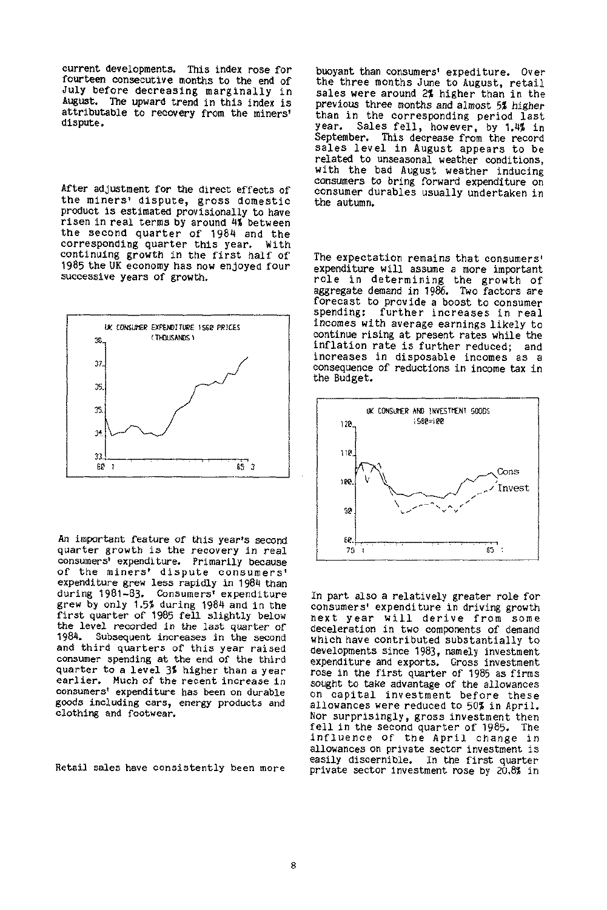current developments. This index rose for fourteen consecutive months to the end of July before decreasing marginally in August. The upward trend in this index is attributable to recovery from the miners' dispute.

After adjustment for the direct effects of the miners' dispute, gross domestic product is estimated provisionally to have risen in real terms by around 4% between the second quarter of 1984 and the corresponding quarter this year. With continuing growth in the first half of 1985 the UK economy has now enjoyed four successive years of growth.

UK CONSUMER EXPENDITURE 1980 PRICES (THOUSANDS)

An important feature of this year's second quarter growth is the recovery in real consumers' expenditure. Primarily because of the miners' dispute consumers' expenditure grew less rapidly in 1984 than during 1981-83. Consumers' expenditure grew by only 1.5% during 1984 and in the first quarter of 1985 fell slightly below the level recorded in the last quarter of 1984. Subsequent increases in the second and third quarters of this year raised consumer spending at the end of the third quarter to a level 3% higher than a year earlier. Much of the recent increase in consumers' expenditure has been on durable goods including cars, energy products and clothing and footwear.

Retail sales have consistently been more buoyant than consumers' expediture. Over the three months June to August, retail sales were around 2% higher than in the previous three months and almost 5% higher than in the corresponding period last year. Sales fell, however, by 1.4% in September. This decrease from the record sales level in August appears to be related to unseasonal weather conditions, with the bad August weather inducing consumers to bring forward expenditure on consumer durables usually undertaken in the autumn.

The expectation remains that consumers' expenditure will assume a more important role in determining the growth of aggregate demand in 1986. Two factors are forecast to provide a boost to consumer spending: further increases in real incomes with average earnings likely to continue rising at present rates while the inflation rate is further reduced; and increases in disposable incomes as a consequence of reductions in income tax in the Budget.

UK CONSUMER AND INVESTMENT GOODS 1980=100

In part also a relatively greater role for consumers' expenditure in driving growth next year will derive from some deceleration in two components of demand which have contributed substantially to developments since 1983, namely investment expenditure and exports. Gross investment rose in the first quarter of 1985 as firms sought to take advantage of the allowances on capital investment before these allowances were reduced to 50% in April. Nor surprisingly, gross investment then fell in the second quarter of 1985. The influence of the April change in allowances on private sector investment is easily discernible. In the first quarter private sector investment rose by 20.8% in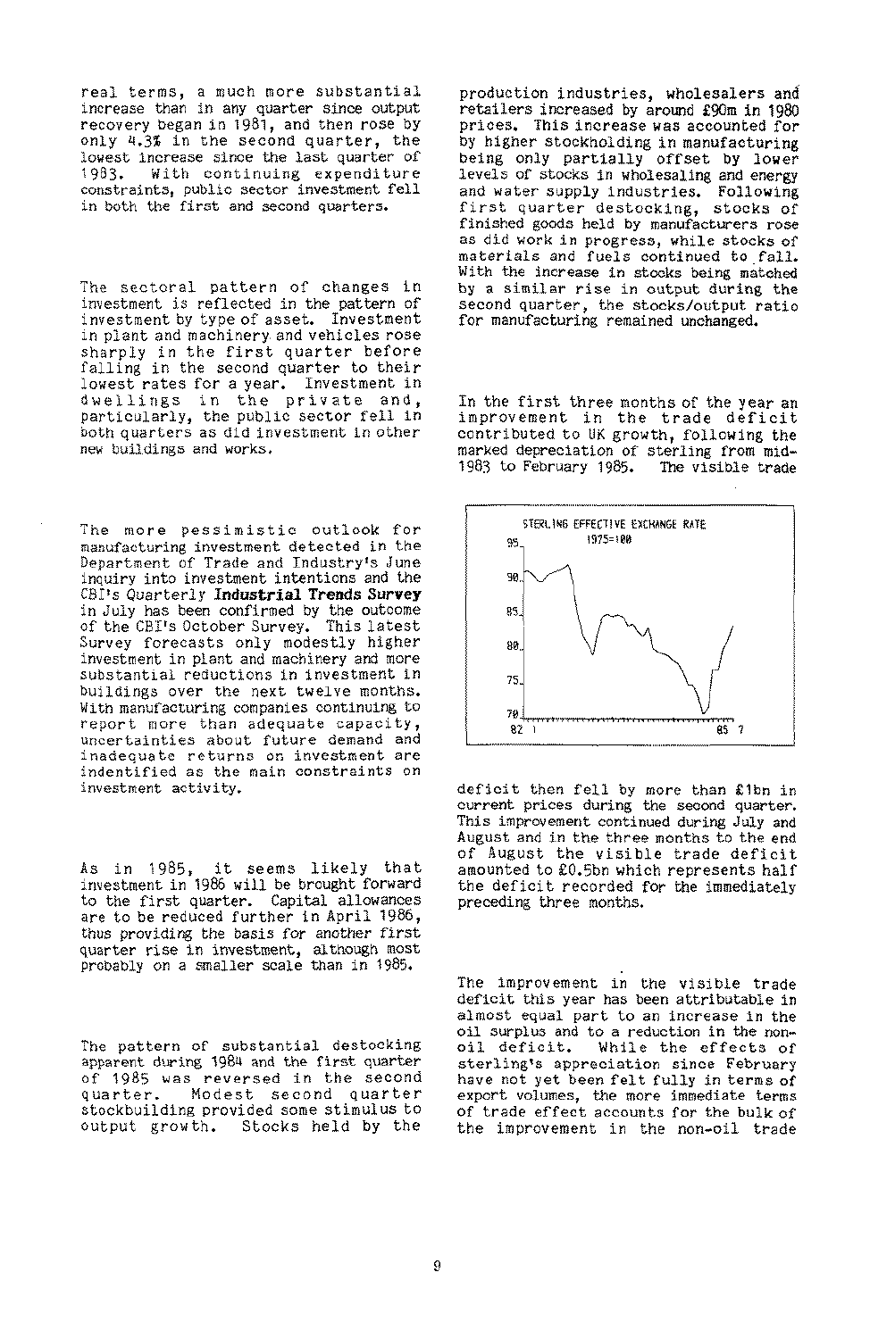real terms, a much more substantial increase than in any quarter since output recovery began in 1981, and then rose by only 4.3% in the second quarter, the lowest increase since the last quarter of 1983. With continuing expenditure constraints, public sector investment fell in both the first and second quarters.

The sectoral pattern of changes in investment is reflected in the pattern of investment by type of asset. Investment in plant and machinery and vehicles rose sharply in the first quarter before falling in the second quarter to their lowest rates for a year. Investment in dwellings in the private and, particularly, the public sector fell in both quarters as did investment in other new buildings and works.

The more pessimistic outlook for manufacturing investment detected in the Department of Trade and Industry's June inquiry into investment intentions and the CBI's Quarterly **Industrial Trends Survey** in July has been confirmed by the outcome of the CBI's October Survey. This latest Survey forecasts only modestly higher investment in plant and machinery and more substantial reductions in investment in buildings over the next twelve months. With manufacturing companies continuing to report more than adequate capacity, uncertainties about future demand and inadequate returns on investment are indentified as the main constraints on investment activity.

As in 1985, it seems likely that investment in 1986 will be brought forward to the first quarter. Capital allowances are to be reduced further in April 1986, thus providing the basis for another first quarter rise in investment, although most probably on a smaller scale than in 1985.

The pattern of substantial destocking apparent during 1984 and the first quarter of 1985 was reversed in the second quarter. Modest second quarter stockbuilding provided some stimulus to output growth. Stocks held by the production industries, wholesalers and retailers increased by around £90m in 1980 prices. This increase was accounted for by higher stockholding in manufacturing being only partially offset by lower levels of stocks in wholesaling and energy and water supply industries. Following first quarter destocking, stocks of finished goods held by manufacturers rose as did work in progress, while stocks of materials and fuels continued to fall. With the increase in stocks being matched by a similar rise in output during the second quarter, the stocks/output ratio for manufacturing remained unchanged.

In the first three months of the year an improvement in the trade deficit contributed to UK growth, following the marked depreciation of sterling from mid-1983 to February 1985. The visible trade deficit then fell by more than £1bn in current prices during the second quarter. This improvement continued during July and August and in the three months to the end of August the visible trade deficit amounted to £0.5bn which represents half the deficit recorded for the immediately preceding three months.

STERLING EFFECTIVE EXCHANGE RATE
1975=100

The improvement in the visible trade deficit this year has been attributable in almost equal part to an increase in the oil surplus and to a reduction in the non-oil deficit. While the effects of sterling's appreciation since February have not yet been felt fully in terms of export volumes, the more immediate terms of trade effect accounts for the bulk of the improvement in the non-oil trade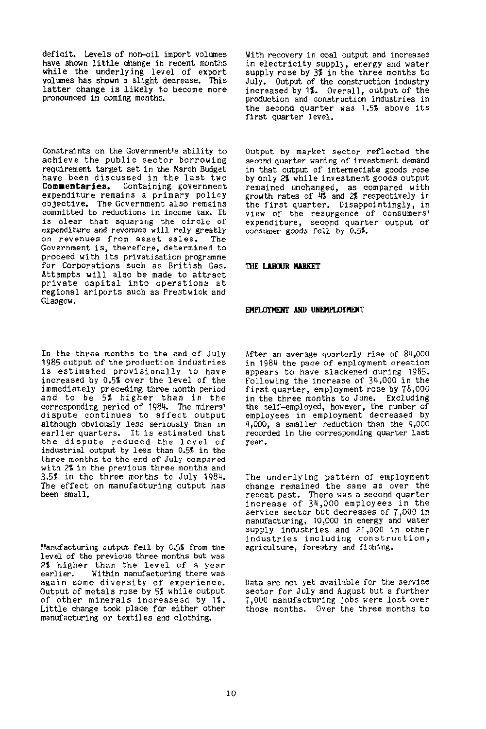deficit. Levels of non-oil import volumes have shown little change in recent months while the underlying level of export volumes has shown a slight decrease. This latter change is likely to become more pronounced in coming months.

Constraints on the Government's ability to achieve the public sector borrowing requirement target set in the March Budget have been discussed in the last two **Commentaries.** Containing government expenditure remains a primary policy objective. The Government also remains committed to reductions in income tax. It is clear that squaring the circle of expenditure and revenues will rely greatly on revenues from asset sales. The Government is, therefore, determined to proceed with its privatisation programme for Corporations such as British Gas. Attempts will also be made to attract private capital into operations at regional ariports such as Prestwick and Glasgow.

In the three months to the end of July 1985 output of the production industries is estimated provisionally to have increased by 0.5% over the level of the immediately preceding three month period and to be 5% higher than in the corresponding period of 1984. The miners' dispute continues to affect output although obviously less seriously than in earlier quarters. It is estimated that the dispute reduced the level of industrial output by less than 0.5% in the three months to the end of July compared with 2% in the previous three months and 3.5% in the three months to July 1984. The effect on manufacturing output has been small.

Manufacturing output fell by 0.5% from the level of the previous three months but was 2% higher than the level of a year earlier. Within manufacturing there was again some diversity of experience. Output of metals rose by 5% while output of other minerals increasesd by 1%. Little change took place for either other manufacturing or textiles and clothing.

With recovery in coal output and increases in electricity supply, energy and water supply rose by 3% in the three months to July. Output of the construction industry increased by 1%. Overall, output of the production and construction industries in the second quarter was 1.5% above its first quarter level.

Output by market sector reflected the second quarter waning of investment demand in that output of intermediate goods rose by only 2% while investment goods output remained unchanged, as compared with growth rates of 4% and 2% respectively in the first quarter. Disappointingly, in view of the resurgence of consumers' expenditure, second quarter output of consumer goods fell by 0.5%.

## THE LABOUR MARKET

### EMPLOYMENT AND UNEMPLOYMENT

After an average quarterly rise of 84,000 in 1984 the pace of employment creation appears to have slackened during 1985. Following the increase of 34,000 in the first quarter, employment rose by 78,000 in the three months to June. Excluding the self-employed, however, the number of employees in employment decreased by 4,000, a smaller reduction than the 9,000 recorded in the corresponding quarter last year.

The underlying pattern of employment change remained the same as over the recent past. There was a second quarter increase of 34,000 employees in the service sector but decreases of 7,000 in manufacturing, 10,000 in energy and water supply industries and 21,000 in other industries including construction, agriculture, forestry and fishing.

Data are not yet available for the service sector for July and August but a further 7,000 manufacturing jobs were lost over those months. Over the three months to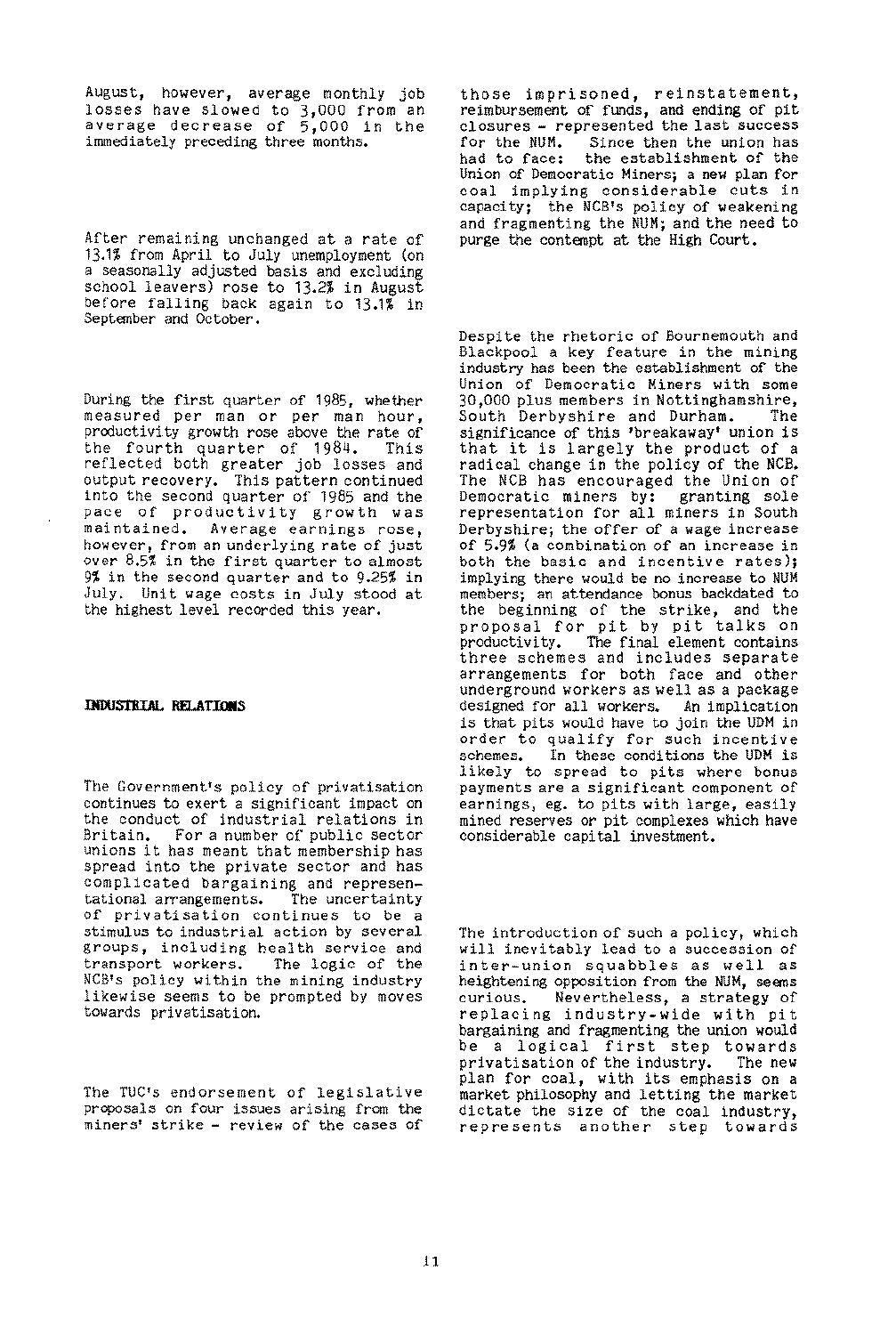August, however, average monthly job losses have slowed to 3,000 from an average decrease of 5,000 in the immediately preceding three months.

After remaining unchanged at a rate of 13.1% from April to July unemployment (on a seasonally adjusted basis and excluding school leavers) rose to 13.2% in August before falling back again to 13.1% in September and October.

During the first quarter of 1985, whether measured per man or per man hour, productivity growth rose above the rate of the fourth quarter of 1984. This reflected both greater job losses and output recovery. This pattern continued into the second quarter of 1985 and the pace of productivity growth was maintained. Average earnings rose, however, from an underlying rate of just over 8.5% in the first quarter to almost 9% in the second quarter and to 9.25% in July. Unit wage costs in July stood at the highest level recorded this year.

## INDUSTRIAL RELATIONS

The Government's policy of privatisation continues to exert a significant impact on the conduct of industrial relations in Britain. For a number of public sector unions it has meant that membership has spread into the private sector and has complicated bargaining and representational arrangements. The uncertainty of privatisation continues to be a stimulus to industrial action by several groups, including health service and transport workers. The logic of the NCB's policy within the mining industry likewise seems to be prompted by moves towards privatisation.

The TUC's endorsement of legislative proposals on four issues arising from the miners' strike - review of the cases of those imprisoned, reinstatement, reimbursement of funds, and ending of pit closures - represented the last success for the NUM. Since then the union has had to face: the establishment of the Union of Democratic Miners; a new plan for coal implying considerable cuts in capacity; the NCB's policy of weakening and fragmenting the NUM; and the need to purge the contempt at the High Court.

Despite the rhetoric of Bournemouth and Blackpool a key feature in the mining industry has been the establishment of the Union of Democratic Miners with some 30,000 plus members in Nottinghamshire, South Derbyshire and Durham. The significance of this 'breakaway' union is that it is largely the product of a radical change in the policy of the NCB. The NCB has encouraged the Union of Democratic miners by: granting sole representation for all miners in South Derbyshire; the offer of a wage increase of 5.9% (a combination of an increase in both the basic and incentive rates); implying there would be no increase to NUM members; an attendance bonus backdated to the beginning of the strike, and the proposal for pit by pit talks on productivity. The final element contains three schemes and includes separate arrangements for both face and other underground workers as well as a package designed for all workers. An implication is that pits would have to join the UDM in order to qualify for such incentive schemes. In these conditions the UDM is likely to spread to pits where bonus payments are a significant component of earnings, eg. to pits with large, easily mined reserves or pit complexes which have considerable capital investment.

The introduction of such a policy, which will inevitably lead to a succession of inter-union squabbles as well as heightening opposition from the NUM, seems curious. Nevertheless, a strategy of replacing industry-wide with pit bargaining and fragmenting the union would be a logical first step towards privatisation of the industry. The new plan for coal, with its emphasis on a market philosophy and letting the market dictate the size of the coal industry, represents another step towards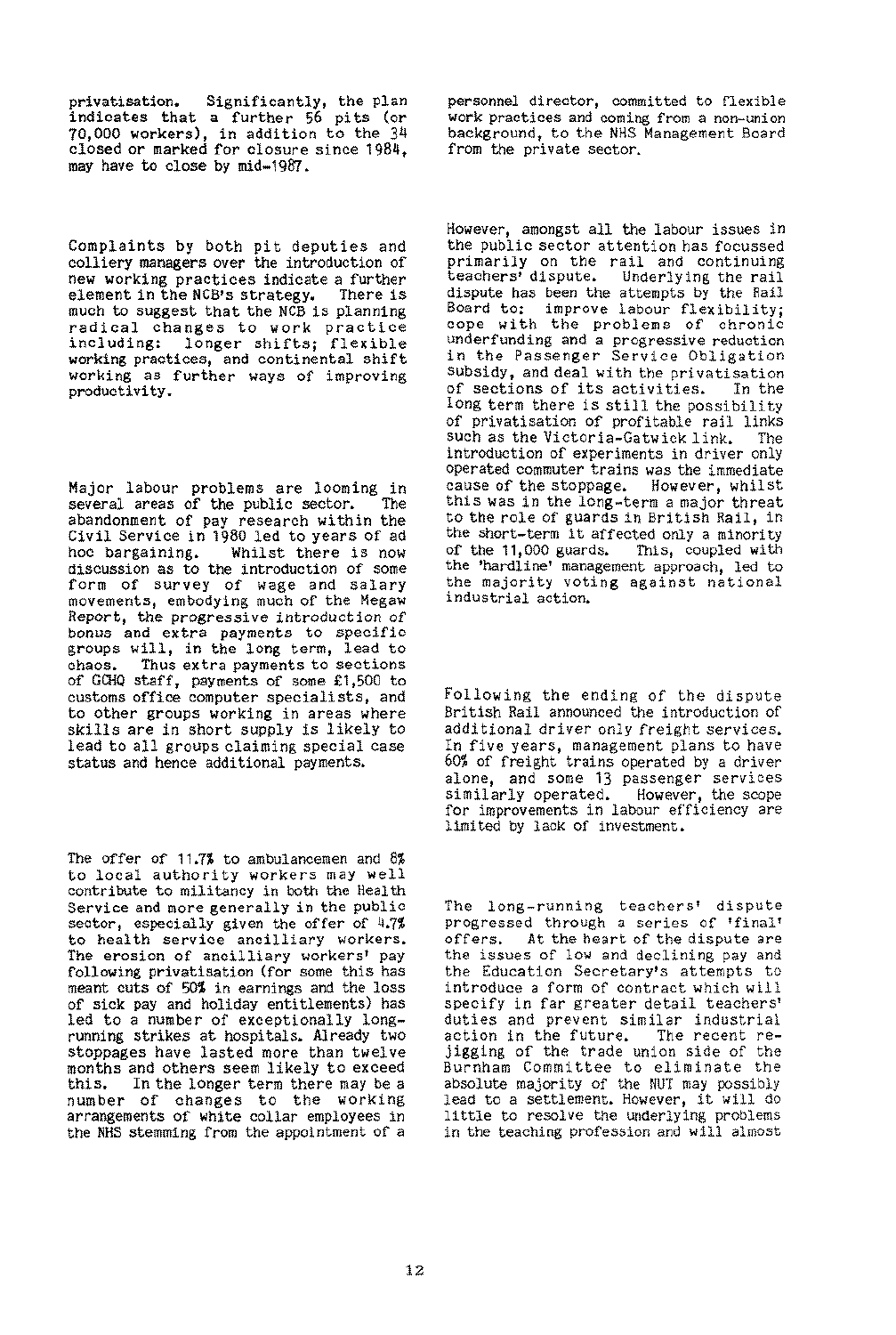privatisation. Significantly, the plan indicates that a further 56 pits (or 70,000 workers), in addition to the 34 closed or marked for closure since 1984, may have to close by mid-1987.

Complaints by both pit deputies and colliery managers over the introduction of new working practices indicate a further element in the NCB's strategy. There is much to suggest that the NCB is planning radical changes to work practice including: longer shifts; flexible working practices, and continental shift working as further ways of improving productivity.

Major labour problems are looming in several areas of the public sector. The abandonment of pay research within the Civil Service in 1980 led to years of ad hoc bargaining. Whilst there is now discussion as to the introduction of some form of survey of wage and salary movements, embodying much of the Megaw Report, the progressive introduction of bonus and extra payments to specific groups will, in the long term, lead to chaos. Thus extra payments to sections of GCHQ staff, payments of some £1,500 to customs office computer specialists, and to other groups working in areas where skills are in short supply is likely to lead to all groups claiming special case status and hence additional payments.

The offer of 11.7% to ambulancemen and 8% to local authority workers may well contribute to militancy in both the Health Service and more generally in the public sector, especially given the offer of 4.7% to health service ancilliary workers. The erosion of ancilliary workers' pay following privatisation (for some this has meant cuts of 50% in earnings and the loss of sick pay and holiday entitlements) has led to a number of exceptionally long-running strikes at hospitals. Already two stoppages have lasted more than twelve months and others seem likely to exceed this. In the longer term there may be a number of changes to the working arrangements of white collar employees in the NHS stemming from the appointment of a personnel director, committed to flexible work practices and coming from a non-union background, to the NHS Management Board from the private sector.

However, amongst all the labour issues in the public sector attention has focussed primarily on the rail and continuing teachers' dispute. Underlying the rail dispute has been the attempts by the Rail Board to: improve labour flexibility; cope with the problems of chronic underfunding and a progressive reduction in the Passenger Service Obligation subsidy, and deal with the privatisation of sections of its activities. In the long term there is still the possibility of privatisation of profitable rail links such as the Victoria-Gatwick link. The introduction of experiments in driver only operated commuter trains was the immediate cause of the stoppage. However, whilst this was in the long-term a major threat to the role of guards in British Rail, in the short-term it affected only a minority of the 11,000 guards. This, coupled with the 'hardline' management approach, led to the majority voting against national industrial action.

Following the ending of the dispute British Rail announced the introduction of additional driver only freight services. In five years, management plans to have 60% of freight trains operated by a driver alone, and some 13 passenger services similarly operated. However, the scope for improvements in labour efficiency are limited by lack of investment.

The long-running teachers' dispute progressed through a series of 'final' offers. At the heart of the dispute are the issues of low and declining pay and the Education Secretary's attempts to introduce a form of contract which will specify in far greater detail teachers' duties and prevent similar industrial action in the future. The recent re-jigging of the trade union side of the Burnham Committee to eliminate the absolute majority of the NUT may possibly lead to a settlement. However, it will do little to resolve the underlying problems in the teaching profession and will almost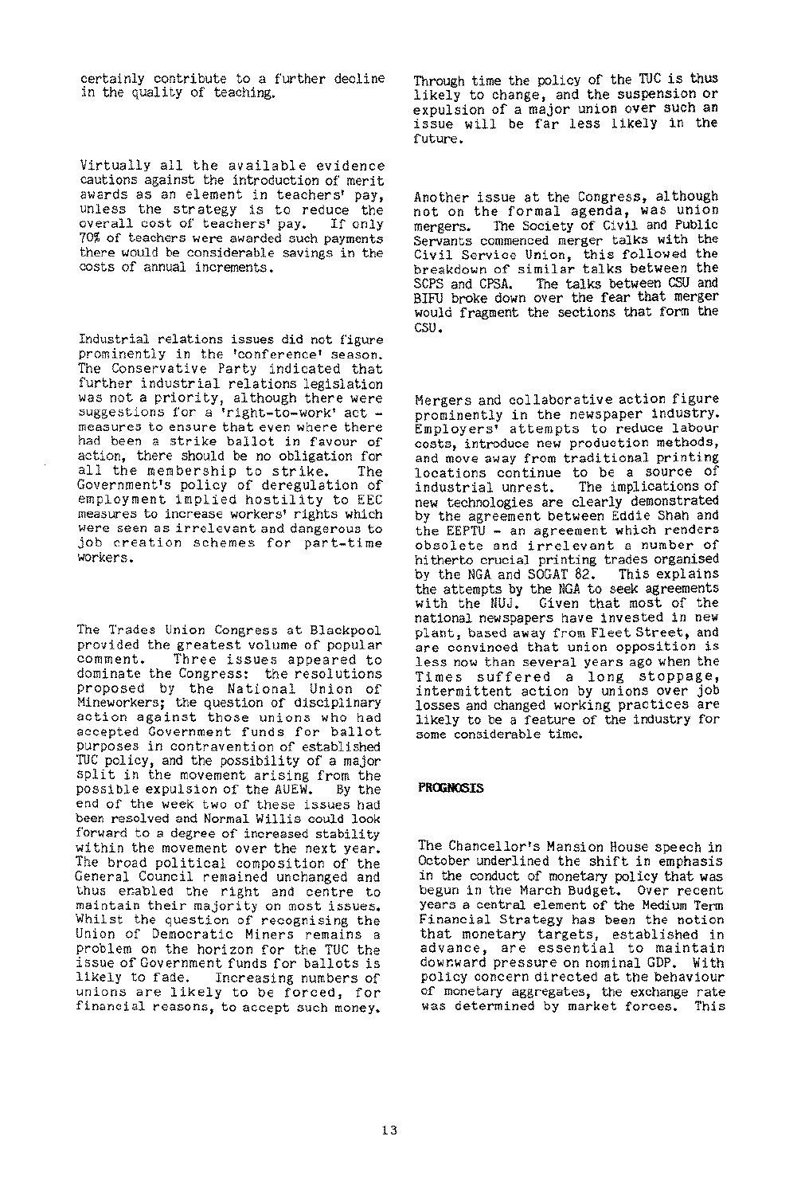certainly contribute to a further decline in the quality of teaching.

Virtually all the available evidence cautions against the introduction of merit awards as an element in teachers' pay, unless the strategy is to reduce the overall cost of teachers' pay. If only 70% of teachers were awarded such payments there would be considerable savings in the costs of annual increments.

Industrial relations issues did not figure prominently in the 'conference' season. The Conservative Party indicated that further industrial relations legislation was not a priority, although there were suggestions for a 'right-to-work' act - measures to ensure that even where there had been a strike ballot in favour of action, there should be no obligation for all the membership to strike. The Government's policy of deregulation of employment implied hostility to EEC measures to increase workers' rights which were seen as irrelevant and dangerous to job creation schemes for part-time workers.

The Trades Union Congress at Blackpool provided the greatest volume of popular comment. Three issues appeared to dominate the Congress: the resolutions proposed by the National Union of Mineworkers; the question of disciplinary action against those unions who had accepted Government funds for ballot purposes in contravention of established TUC policy, and the possibility of a major split in the movement arising from the possible expulsion of the AUEW. By the end of the week two of these issues had been resolved and Normal Willis could look forward to a degree of increased stability within the movement over the next year. The broad political composition of the General Council remained unchanged and thus enabled the right and centre to maintain their majority on most issues. Whilst the question of recognising the Union of Democratic Miners remains a problem on the horizon for the TUC the issue of Government funds for ballots is likely to fade. Increasing numbers of unions are likely to be forced, for financial reasons, to accept such money. Through time the policy of the TUC is thus likely to change, and the suspension or expulsion of a major union over such an issue will be far less likely in the future.

Another issue at the Congress, although not on the formal agenda, was union mergers. The Society of Civil and Public Servants commenced merger talks with the Civil Service Union, this followed the breakdown of similar talks between the SCPS and CPSA. The talks between CSU and BIFU broke down over the fear that merger would fragment the sections that form the CSU.

Mergers and collaborative action figure prominently in the newspaper industry. Employers' attempts to reduce labour costs, introduce new production methods, and move away from traditional printing locations continue to be a source of industrial unrest. The implications of new technologies are clearly demonstrated by the agreement between Eddie Shah and the EEPTU - an agreement which renders obsolete and irrelevant a number of hitherto crucial printing trades organised by the NGA and SOGAT 82. This explains the attempts by the NGA to seek agreements with the NUJ. Given that most of the national newspapers have invested in new plant, based away from Fleet Street, and are convinced that union opposition is less now than several years ago when the Times suffered a long stoppage, intermittent action by unions over job losses and changed working practices are likely to be a feature of the industry for some considerable time.

**PROGNOSIS**

The Chancellor's Mansion House speech in October underlined the shift in emphasis in the conduct of monetary policy that was begun in the March Budget. Over recent years a central element of the Medium Term Financial Strategy has been the notion that monetary targets, established in advance, are essential to maintain downward pressure on nominal GDP. With policy concern directed at the behaviour of monetary aggregates, the exchange rate was determined by market forces. This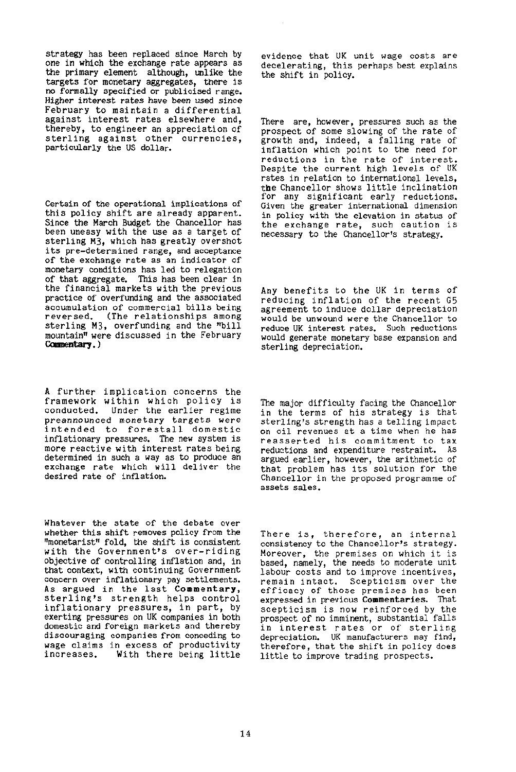strategy has been replaced since March by one in which the exchange rate appears as the primary element although, unlike the targets for monetary aggregates, there is no formally specified or publicised range. Higher interest rates have been used since February to maintain a differential against interest rates elsewhere and, thereby, to engineer an appreciation of sterling against other currencies, particularly the US dollar.

Certain of the operational implications of this policy shift are already apparent. Since the March Budget the Chancellor has been uneasy with the use as a target of sterling M3, which has greatly overshot its pre-determined range, and acceptance of the exchange rate as an indicator of monetary conditions has led to relegation of that aggregate. This has been clear in the financial markets with the previous practice of overfunding and the associated accumulation of commercial bills being reversed. (The relationships among sterling M3, overfunding and the "bill mountain" were discussed in the February **Commentary**.)

A further implication concerns the framework within which policy is conducted. Under the earlier regime preannounced monetary targets were intended to forestall domestic inflationary pressures. The new system is more reactive with interest rates being determined in such a way as to produce an exchange rate which will deliver the desired rate of inflation.

Whatever the state of the debate over whether this shift removes policy from the "monetarist" fold, the shift is consistent with the Government's over-riding objective of controlling inflation and, in that context, with continuing Government concern over inflationary pay settlements. As argued in the last **Commentary**, sterling's strength helps control inflationary pressures, in part, by exerting pressures on UK companies in both domestic and foreign markets and thereby discouraging companies from conceding to wage claims in excess of productivity increases. With there being little evidence that UK unit wage costs are decelerating, this perhaps best explains the shift in policy.

There are, however, pressures such as the prospect of some slowing of the rate of growth and, indeed, a falling rate of inflation which point to the need for reductions in the rate of interest. Despite the current high levels of UK rates in relation to international levels, the Chancellor shows little inclination for any significant early reductions. Given the greater international dimension in policy with the elevation in status of the exchange rate, such caution is necessary to the Chancellor's strategy.

Any benefits to the UK in terms of reducing inflation of the recent G5 agreement to induce dollar depreciation would be unwound were the Chancellor to reduce UK interest rates. Such reductions would generate monetary base expansion and sterling depreciation.

The major difficulty facing the Chancellor in the terms of his strategy is that sterling's strength has a telling impact on oil revenues at a time when he has reasserted his commitment to tax reductions and expenditure restraint. As argued earlier, however, the arithmetic of that problem has its solution for the Chancellor in the proposed programme of assets sales.

There is, therefore, an internal consistency to the Chancellor's strategy. Moreover, the premises on which it is based, namely, the needs to moderate unit labour costs and to improve incentives, remain intact. Scepticism over the efficacy of those premises has been expressed in previous **Commentaries**. That scepticism is now reinforced by the prospect of no imminent, substantial falls in interest rates or of sterling depreciation. UK manufacturers may find, therefore, that the shift in policy does little to improve trading prospects.